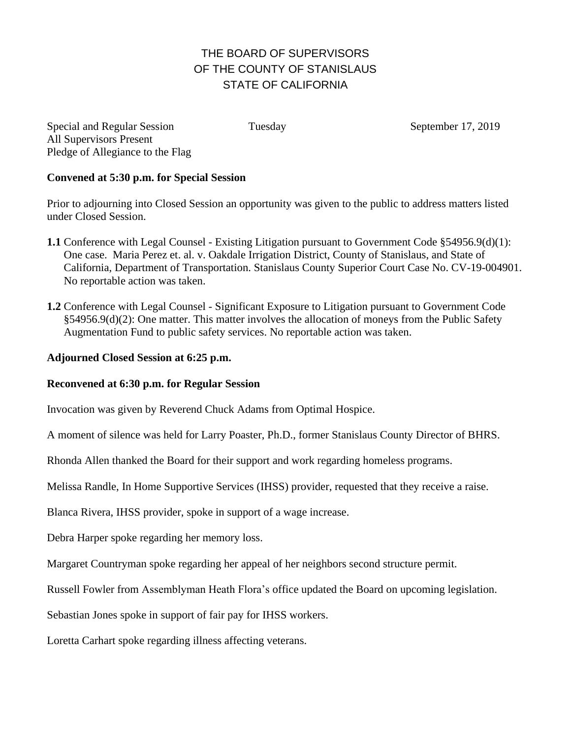# THE BOARD OF SUPERVISORS OF THE COUNTY OF STANISLAUS STATE OF CALIFORNIA

Special and Regular Session  Tuesday  September 17, 2019
All Supervisors Present
Pledge of Allegiance to the Flag

**Convened at 5:30 p.m. for Special Session**

Prior to adjourning into Closed Session an opportunity was given to the public to address matters listed under Closed Session.

**1.1** Conference with Legal Counsel - Existing Litigation pursuant to Government Code §54956.9(d)(1): One case. Maria Perez et. al. v. Oakdale Irrigation District, County of Stanislaus, and State of California, Department of Transportation. Stanislaus County Superior Court Case No. CV-19-004901. No reportable action was taken.

**1.2** Conference with Legal Counsel - Significant Exposure to Litigation pursuant to Government Code §54956.9(d)(2): One matter. This matter involves the allocation of moneys from the Public Safety Augmentation Fund to public safety services. No reportable action was taken.

**Adjourned Closed Session at 6:25 p.m.**

**Reconvened at 6:30 p.m. for Regular Session**

Invocation was given by Reverend Chuck Adams from Optimal Hospice.

A moment of silence was held for Larry Poaster, Ph.D., former Stanislaus County Director of BHRS.

Rhonda Allen thanked the Board for their support and work regarding homeless programs.

Melissa Randle, In Home Supportive Services (IHSS) provider, requested that they receive a raise.

Blanca Rivera, IHSS provider, spoke in support of a wage increase.

Debra Harper spoke regarding her memory loss.

Margaret Countryman spoke regarding her appeal of her neighbors second structure permit.

Russell Fowler from Assemblyman Heath Flora's office updated the Board on upcoming legislation.

Sebastian Jones spoke in support of fair pay for IHSS workers.

Loretta Carhart spoke regarding illness affecting veterans.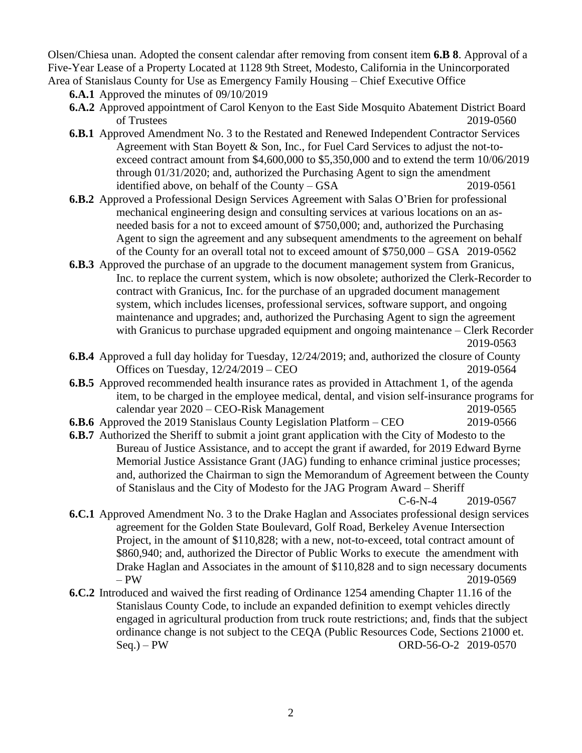Olsen/Chiesa unan. Adopted the consent calendar after removing from consent item **6.B 8**. Approval of a Five-Year Lease of a Property Located at 1128 9th Street, Modesto, California in the Unincorporated Area of Stanislaus County for Use as Emergency Family Housing – Chief Executive Office

- **6.A.1** Approved the minutes of 09/10/2019
- **6.A.2** Approved appointment of Carol Kenyon to the East Side Mosquito Abatement District Board of Trustees 2019-0560
- **6.B.1** Approved Amendment No. 3 to the Restated and Renewed Independent Contractor Services Agreement with Stan Boyett & Son, Inc., for Fuel Card Services to adjust the not-to-exceed contract amount from $4,600,000 to $5,350,000 and to extend the term 10/06/2019 through 01/31/2020; and, authorized the Purchasing Agent to sign the amendment identified above, on behalf of the County – GSA 2019-0561
- **6.B.2** Approved a Professional Design Services Agreement with Salas O'Brien for professional mechanical engineering design and consulting services at various locations on an as-needed basis for a not to exceed amount of $750,000; and, authorized the Purchasing Agent to sign the agreement and any subsequent amendments to the agreement on behalf of the County for an overall total not to exceed amount of $750,000 – GSA 2019-0562
- **6.B.3** Approved the purchase of an upgrade to the document management system from Granicus, Inc. to replace the current system, which is now obsolete; authorized the Clerk-Recorder to contract with Granicus, Inc. for the purchase of an upgraded document management system, which includes licenses, professional services, software support, and ongoing maintenance and upgrades; and, authorized the Purchasing Agent to sign the agreement with Granicus to purchase upgraded equipment and ongoing maintenance – Clerk Recorder 2019-0563
- **6.B.4** Approved a full day holiday for Tuesday, 12/24/2019; and, authorized the closure of County Offices on Tuesday, 12/24/2019 – CEO 2019-0564
- **6.B.5** Approved recommended health insurance rates as provided in Attachment 1, of the agenda item, to be charged in the employee medical, dental, and vision self-insurance programs for calendar year 2020 – CEO-Risk Management 2019-0565
- **6.B.6** Approved the 2019 Stanislaus County Legislation Platform – CEO 2019-0566
- **6.B.7** Authorized the Sheriff to submit a joint grant application with the City of Modesto to the Bureau of Justice Assistance, and to accept the grant if awarded, for 2019 Edward Byrne Memorial Justice Assistance Grant (JAG) funding to enhance criminal justice processes; and, authorized the Chairman to sign the Memorandum of Agreement between the County of Stanislaus and the City of Modesto for the JAG Program Award – Sheriff C-6-N-4 2019-0567
- **6.C.1** Approved Amendment No. 3 to the Drake Haglan and Associates professional design services agreement for the Golden State Boulevard, Golf Road, Berkeley Avenue Intersection Project, in the amount of $110,828; with a new, not-to-exceed, total contract amount of $860,940; and, authorized the Director of Public Works to execute the amendment with Drake Haglan and Associates in the amount of $110,828 and to sign necessary documents – PW 2019-0569
- **6.C.2** Introduced and waived the first reading of Ordinance 1254 amending Chapter 11.16 of the Stanislaus County Code, to include an expanded definition to exempt vehicles directly engaged in agricultural production from truck route restrictions; and, finds that the subject ordinance change is not subject to the CEQA (Public Resources Code, Sections 21000 et. Seq.) – PW ORD-56-O-2 2019-0570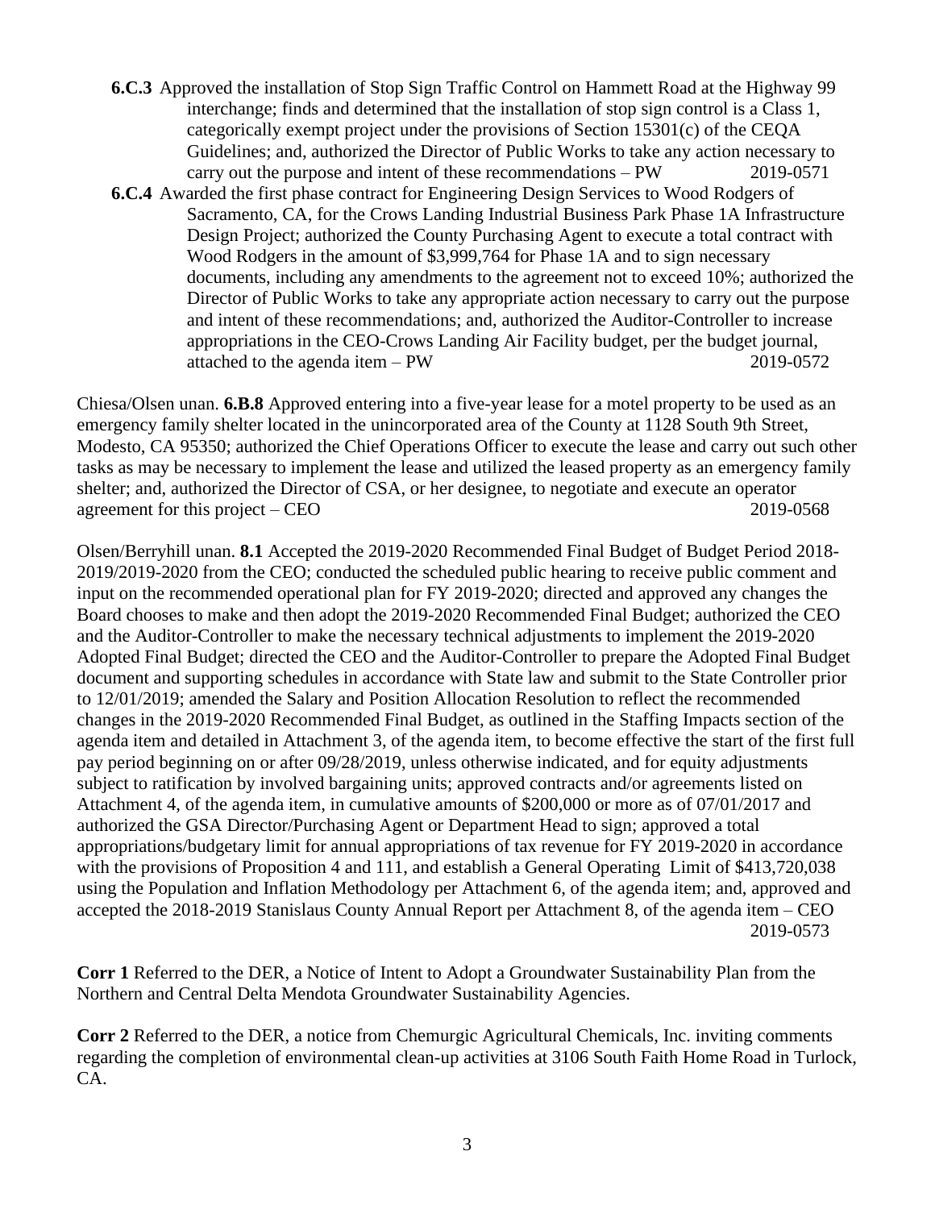**6.C.3** Approved the installation of Stop Sign Traffic Control on Hammett Road at the Highway 99 interchange; finds and determined that the installation of stop sign control is a Class 1, categorically exempt project under the provisions of Section 15301(c) of the CEQA Guidelines; and, authorized the Director of Public Works to take any action necessary to carry out the purpose and intent of these recommendations – PW 2019-0571

**6.C.4** Awarded the first phase contract for Engineering Design Services to Wood Rodgers of Sacramento, CA, for the Crows Landing Industrial Business Park Phase 1A Infrastructure Design Project; authorized the County Purchasing Agent to execute a total contract with Wood Rodgers in the amount of $3,999,764 for Phase 1A and to sign necessary documents, including any amendments to the agreement not to exceed 10%; authorized the Director of Public Works to take any appropriate action necessary to carry out the purpose and intent of these recommendations; and, authorized the Auditor-Controller to increase appropriations in the CEO-Crows Landing Air Facility budget, per the budget journal, attached to the agenda item – PW 2019-0572

Chiesa/Olsen unan. **6.B.8** Approved entering into a five-year lease for a motel property to be used as an emergency family shelter located in the unincorporated area of the County at 1128 South 9th Street, Modesto, CA 95350; authorized the Chief Operations Officer to execute the lease and carry out such other tasks as may be necessary to implement the lease and utilized the leased property as an emergency family shelter; and, authorized the Director of CSA, or her designee, to negotiate and execute an operator agreement for this project – CEO 2019-0568

Olsen/Berryhill unan. **8.1** Accepted the 2019-2020 Recommended Final Budget of Budget Period 2018-2019/2019-2020 from the CEO; conducted the scheduled public hearing to receive public comment and input on the recommended operational plan for FY 2019-2020; directed and approved any changes the Board chooses to make and then adopt the 2019-2020 Recommended Final Budget; authorized the CEO and the Auditor-Controller to make the necessary technical adjustments to implement the 2019-2020 Adopted Final Budget; directed the CEO and the Auditor-Controller to prepare the Adopted Final Budget document and supporting schedules in accordance with State law and submit to the State Controller prior to 12/01/2019; amended the Salary and Position Allocation Resolution to reflect the recommended changes in the 2019-2020 Recommended Final Budget, as outlined in the Staffing Impacts section of the agenda item and detailed in Attachment 3, of the agenda item, to become effective the start of the first full pay period beginning on or after 09/28/2019, unless otherwise indicated, and for equity adjustments subject to ratification by involved bargaining units; approved contracts and/or agreements listed on Attachment 4, of the agenda item, in cumulative amounts of $200,000 or more as of 07/01/2017 and authorized the GSA Director/Purchasing Agent or Department Head to sign; approved a total appropriations/budgetary limit for annual appropriations of tax revenue for FY 2019-2020 in accordance with the provisions of Proposition 4 and 111, and establish a General Operating Limit of $413,720,038 using the Population and Inflation Methodology per Attachment 6, of the agenda item; and, approved and accepted the 2018-2019 Stanislaus County Annual Report per Attachment 8, of the agenda item – CEO 2019-0573

**Corr 1** Referred to the DER, a Notice of Intent to Adopt a Groundwater Sustainability Plan from the Northern and Central Delta Mendota Groundwater Sustainability Agencies.

**Corr 2** Referred to the DER, a notice from Chemurgic Agricultural Chemicals, Inc. inviting comments regarding the completion of environmental clean-up activities at 3106 South Faith Home Road in Turlock, CA.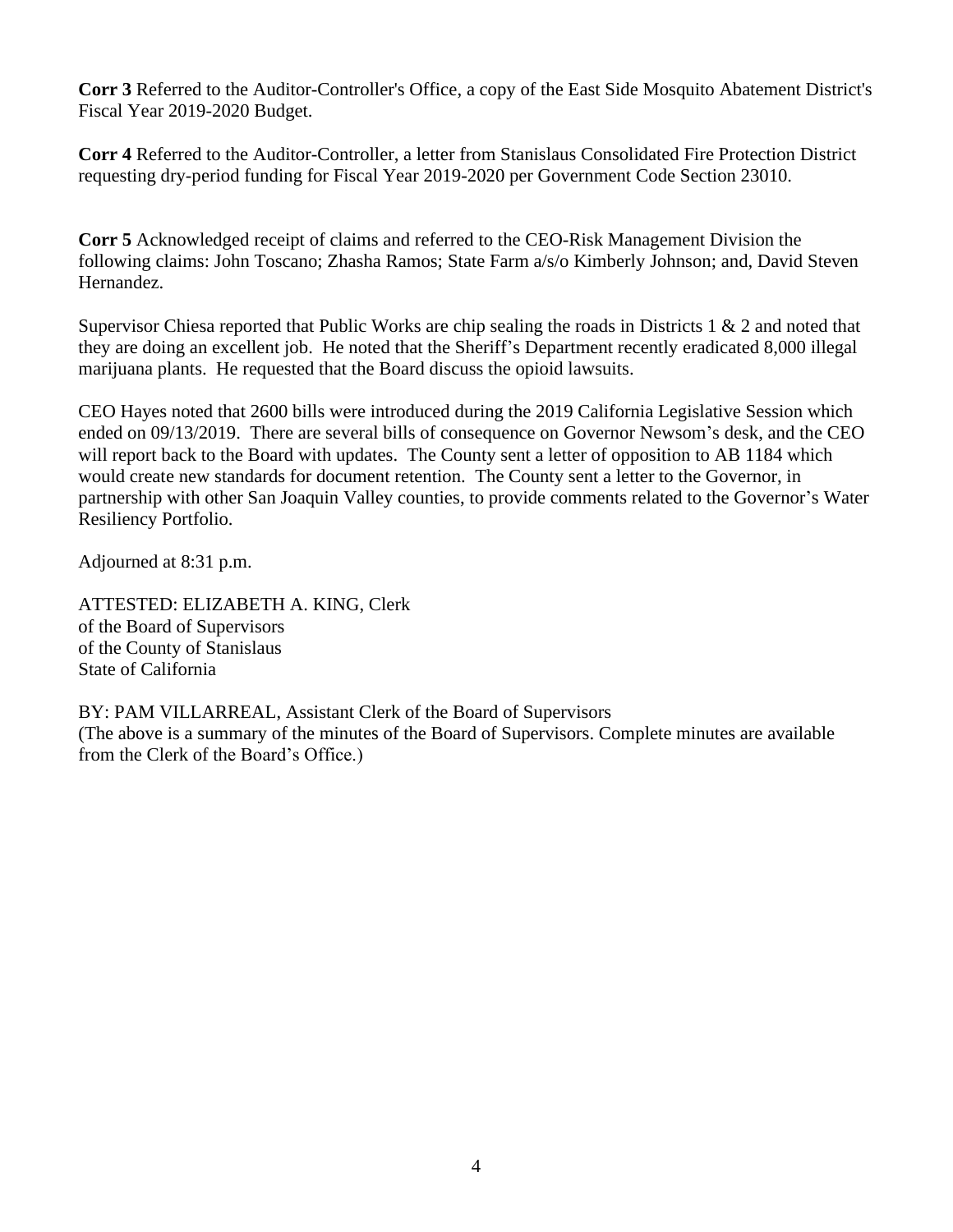**Corr 3** Referred to the Auditor-Controller's Office, a copy of the East Side Mosquito Abatement District's Fiscal Year 2019-2020 Budget.

**Corr 4** Referred to the Auditor-Controller, a letter from Stanislaus Consolidated Fire Protection District requesting dry-period funding for Fiscal Year 2019-2020 per Government Code Section 23010.

**Corr 5** Acknowledged receipt of claims and referred to the CEO-Risk Management Division the following claims: John Toscano; Zhasha Ramos; State Farm a/s/o Kimberly Johnson; and, David Steven Hernandez.

Supervisor Chiesa reported that Public Works are chip sealing the roads in Districts 1 & 2 and noted that they are doing an excellent job. He noted that the Sheriff's Department recently eradicated 8,000 illegal marijuana plants. He requested that the Board discuss the opioid lawsuits.

CEO Hayes noted that 2600 bills were introduced during the 2019 California Legislative Session which ended on 09/13/2019. There are several bills of consequence on Governor Newsom's desk, and the CEO will report back to the Board with updates. The County sent a letter of opposition to AB 1184 which would create new standards for document retention. The County sent a letter to the Governor, in partnership with other San Joaquin Valley counties, to provide comments related to the Governor's Water Resiliency Portfolio.

Adjourned at 8:31 p.m.

ATTESTED: ELIZABETH A. KING, Clerk
of the Board of Supervisors
of the County of Stanislaus
State of California

BY: PAM VILLARREAL, Assistant Clerk of the Board of Supervisors
(The above is a summary of the minutes of the Board of Supervisors. Complete minutes are available from the Clerk of the Board's Office.)